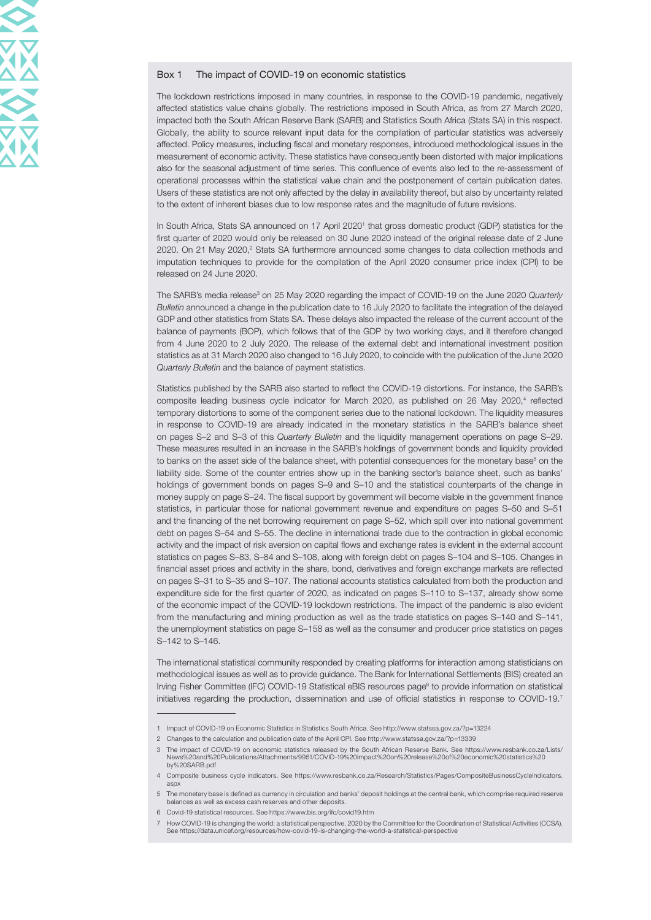## Box 1 The impact of COVID-19 on economic statistics

The lockdown restrictions imposed in many countries, in response to the COVID-19 pandemic, negatively affected statistics value chains globally. The restrictions imposed in South Africa, as from 27 March 2020, impacted both the South African Reserve Bank (SARB) and Statistics South Africa (Stats SA) in this respect. Globally, the ability to source relevant input data for the compilation of particular statistics was adversely affected. Policy measures, including fiscal and monetary responses, introduced methodological issues in the measurement of economic activity. These statistics have consequently been distorted with major implications also for the seasonal adjustment of time series. This confluence of events also led to the re-assessment of operational processes within the statistical value chain and the postponement of certain publication dates. Users of these statistics are not only affected by the delay in availability thereof, but also by uncertainty related to the extent of inherent biases due to low response rates and the magnitude of future revisions.

In South Africa, Stats SA announced on 17 April 2020[1] that gross domestic product (GDP) statistics for the first quarter of 2020 would only be released on 30 June 2020 instead of the original release date of 2 June 2020. On 21 May 2020,[2] Stats SA furthermore announced some changes to data collection methods and imputation techniques to provide for the compilation of the April 2020 consumer price index (CPI) to be released on 24 June 2020.

The SARB's media release[3] on 25 May 2020 regarding the impact of COVID-19 on the June 2020 *Quarterly Bulletin* announced a change in the publication date to 16 July 2020 to facilitate the integration of the delayed GDP and other statistics from Stats SA. These delays also impacted the release of the current account of the balance of payments (BOP), which follows that of the GDP by two working days, and it therefore changed from 4 June 2020 to 2 July 2020. The release of the external debt and international investment position statistics as at 31 March 2020 also changed to 16 July 2020, to coincide with the publication of the June 2020 *Quarterly Bulletin* and the balance of payment statistics.

Statistics published by the SARB also started to reflect the COVID-19 distortions. For instance, the SARB's composite leading business cycle indicator for March 2020, as published on 26 May 2020,[4] reflected temporary distortions to some of the component series due to the national lockdown. The liquidity measures in response to COVID-19 are already indicated in the monetary statistics in the SARB's balance sheet on pages S–2 and S–3 of this *Quarterly Bulletin* and the liquidity management operations on page S–29. These measures resulted in an increase in the SARB's holdings of government bonds and liquidity provided to banks on the asset side of the balance sheet, with potential consequences for the monetary base[5] on the liability side. Some of the counter entries show up in the banking sector's balance sheet, such as banks' holdings of government bonds on pages S–9 and S–10 and the statistical counterparts of the change in money supply on page S–24. The fiscal support by government will become visible in the government finance statistics, in particular those for national government revenue and expenditure on pages S–50 and S–51 and the financing of the net borrowing requirement on page S–52, which spill over into national government debt on pages S–54 and S–55. The decline in international trade due to the contraction in global economic activity and the impact of risk aversion on capital flows and exchange rates is evident in the external account statistics on pages S–83, S–84 and S–108, along with foreign debt on pages S–104 and S–105. Changes in financial asset prices and activity in the share, bond, derivatives and foreign exchange markets are reflected on pages S–31 to S–35 and S–107. The national accounts statistics calculated from both the production and expenditure side for the first quarter of 2020, as indicated on pages S–110 to S–137, already show some of the economic impact of the COVID-19 lockdown restrictions. The impact of the pandemic is also evident from the manufacturing and mining production as well as the trade statistics on pages S–140 and S–141, the unemployment statistics on page S–158 as well as the consumer and producer price statistics on pages S–142 to S–146.

The international statistical community responded by creating platforms for interaction among statisticians on methodological issues as well as to provide guidance. The Bank for International Settlements (BIS) created an Irving Fisher Committee (IFC) COVID-19 Statistical eBIS resources page[6] to provide information on statistical initiatives regarding the production, dissemination and use of official statistics in response to COVID-19.[7]

---

1 Impact of COVID-19 on Economic Statistics in Statistics South Africa. See http://www.statssa.gov.za/?p=13224

2 Changes to the calculation and publication date of the April CPI. See http://www.statssa.gov.za/?p=13339

3 The impact of COVID-19 on economic statistics released by the South African Reserve Bank. See https://www.resbank.co.za/Lists/News%20and%20Publications/Attachments/9951/COVID-19%20impact%20on%20release%20of%20economic%20statistics%20by%20SARB.pdf

4 Composite business cycle indicators. See https://www.resbank.co.za/Research/Statistics/Pages/CompositeBusinessCycleIndicators.aspx

5 The monetary base is defined as currency in circulation and banks' deposit holdings at the central bank, which comprise required reserve balances as well as excess cash reserves and other deposits.

6 Covid-19 statistical resources. See https://www.bis.org/ifc/covid19.htm

7 How COVID-19 is changing the world: a statistical perspective, 2020 by the Committee for the Coordination of Statistical Activities (CCSA). See https://data.unicef.org/resources/how-covid-19-is-changing-the-world-a-statistical-perspective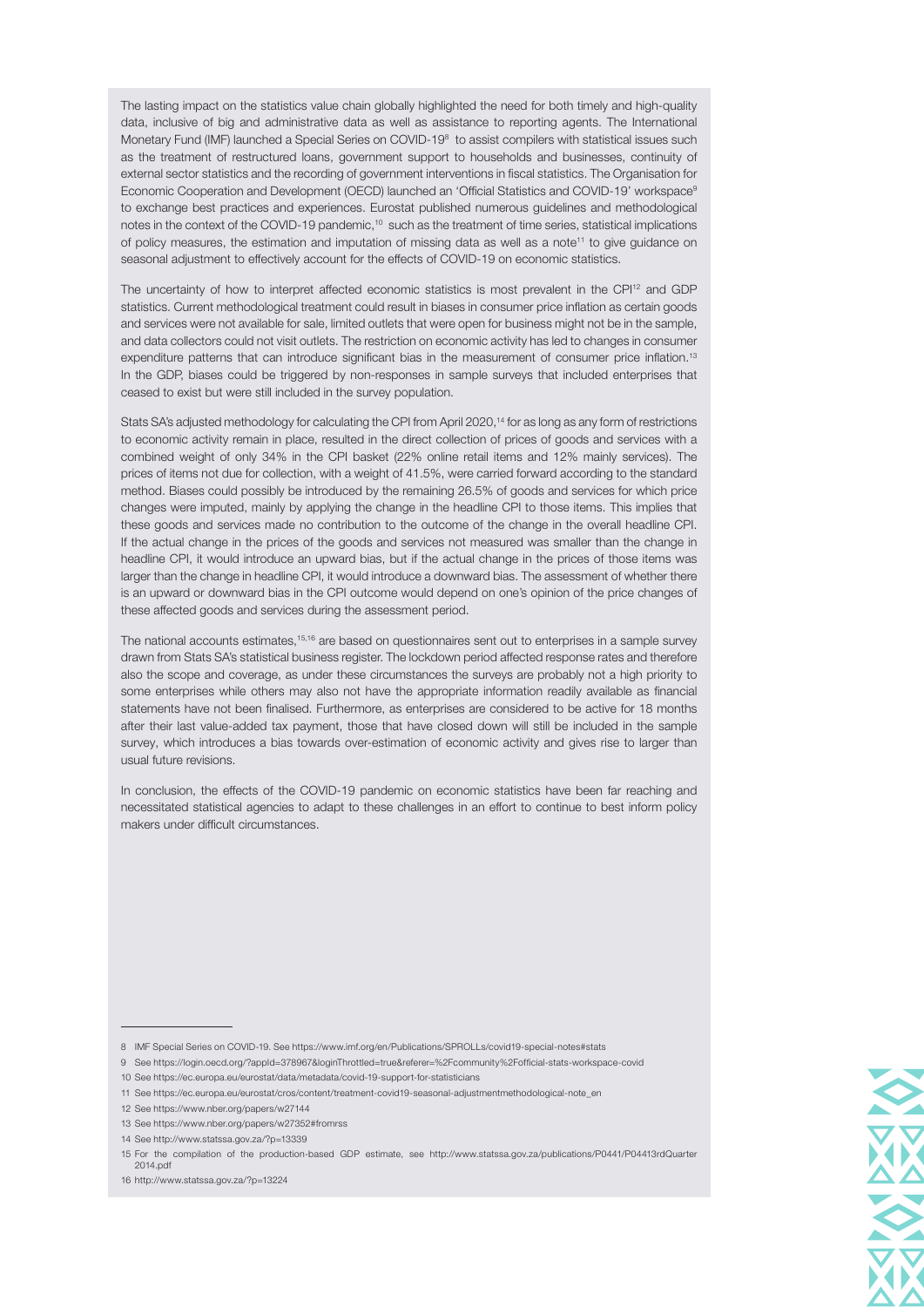The lasting impact on the statistics value chain globally highlighted the need for both timely and high-quality data, inclusive of big and administrative data as well as assistance to reporting agents. The International Monetary Fund (IMF) launched a Special Series on COVID-19[8] to assist compilers with statistical issues such as the treatment of restructured loans, government support to households and businesses, continuity of external sector statistics and the recording of government interventions in fiscal statistics. The Organisation for Economic Cooperation and Development (OECD) launched an 'Official Statistics and COVID-19' workspace[9] to exchange best practices and experiences. Eurostat published numerous guidelines and methodological notes in the context of the COVID-19 pandemic,[10] such as the treatment of time series, statistical implications of policy measures, the estimation and imputation of missing data as well as a note[11] to give guidance on seasonal adjustment to effectively account for the effects of COVID-19 on economic statistics.

The uncertainty of how to interpret affected economic statistics is most prevalent in the CPI[12] and GDP statistics. Current methodological treatment could result in biases in consumer price inflation as certain goods and services were not available for sale, limited outlets that were open for business might not be in the sample, and data collectors could not visit outlets. The restriction on economic activity has led to changes in consumer expenditure patterns that can introduce significant bias in the measurement of consumer price inflation.[13] In the GDP, biases could be triggered by non-responses in sample surveys that included enterprises that ceased to exist but were still included in the survey population.

Stats SA's adjusted methodology for calculating the CPI from April 2020,[14] for as long as any form of restrictions to economic activity remain in place, resulted in the direct collection of prices of goods and services with a combined weight of only 34% in the CPI basket (22% online retail items and 12% mainly services). The prices of items not due for collection, with a weight of 41.5%, were carried forward according to the standard method. Biases could possibly be introduced by the remaining 26.5% of goods and services for which price changes were imputed, mainly by applying the change in the headline CPI to those items. This implies that these goods and services made no contribution to the outcome of the change in the overall headline CPI. If the actual change in the prices of the goods and services not measured was smaller than the change in headline CPI, it would introduce an upward bias, but if the actual change in the prices of those items was larger than the change in headline CPI, it would introduce a downward bias. The assessment of whether there is an upward or downward bias in the CPI outcome would depend on one's opinion of the price changes of these affected goods and services during the assessment period.

The national accounts estimates,[15,16] are based on questionnaires sent out to enterprises in a sample survey drawn from Stats SA's statistical business register. The lockdown period affected response rates and therefore also the scope and coverage, as under these circumstances the surveys are probably not a high priority to some enterprises while others may also not have the appropriate information readily available as financial statements have not been finalised. Furthermore, as enterprises are considered to be active for 18 months after their last value-added tax payment, those that have closed down will still be included in the sample survey, which introduces a bias towards over-estimation of economic activity and gives rise to larger than usual future revisions.

In conclusion, the effects of the COVID-19 pandemic on economic statistics have been far reaching and necessitated statistical agencies to adapt to these challenges in an effort to continue to best inform policy makers under difficult circumstances.

---

8 IMF Special Series on COVID-19. See https://www.imf.org/en/Publications/SPROLLs/covid19-special-notes#stats

9 See https://login.oecd.org/?appId=378967&loginThrottled=true&referer=%2Fcommunity%2Fofficial-stats-workspace-covid

10 See https://ec.europa.eu/eurostat/data/metadata/covid-19-support-for-statisticians

11 See https://ec.europa.eu/eurostat/cros/content/treatment-covid19-seasonal-adjustmentmethodological-note_en

12 See https://www.nber.org/papers/w27144

13 See https://www.nber.org/papers/w27352#fromrss

14 See http://www.statssa.gov.za/?p=13339

15 For the compilation of the production-based GDP estimate, see http://www.statssa.gov.za/publications/P0441/P04413rdQuarter2014.pdf

16 http://www.statssa.gov.za/?p=13224